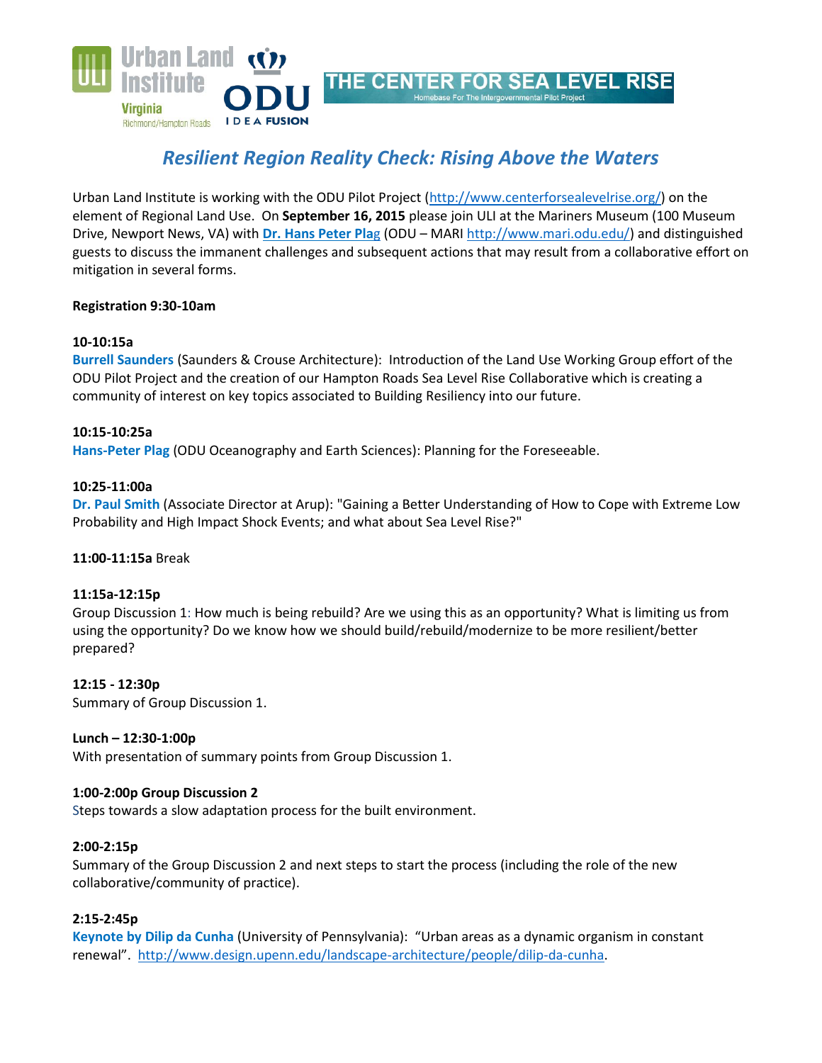Urban Land Institute Virginia Richmond/Hampton Roads

ODU IDEA FUSION

THE CENTER FOR SEA LEVEL RISE
Homebase For The Intergovernmental Pilot Project

# *Resilient Region Reality Check: Rising Above the Waters*

Urban Land Institute is working with the ODU Pilot Project (http://www.centerforsealevelrise.org/) on the element of Regional Land Use. On **September 16, 2015** please join ULI at the Mariners Museum (100 Museum Drive, Newport News, VA) with **Dr. Hans Peter Plag** (ODU – MARI http://www.mari.odu.edu/) and distinguished guests to discuss the immanent challenges and subsequent actions that may result from a collaborative effort on mitigation in several forms.

**Registration 9:30-10am**

**10-10:15a**
**Burrell Saunders** (Saunders & Crouse Architecture): Introduction of the Land Use Working Group effort of the ODU Pilot Project and the creation of our Hampton Roads Sea Level Rise Collaborative which is creating a community of interest on key topics associated to Building Resiliency into our future.

**10:15-10:25a**
**Hans-Peter Plag** (ODU Oceanography and Earth Sciences): Planning for the Foreseeable.

**10:25-11:00a**
**Dr. Paul Smith** (Associate Director at Arup): "Gaining a Better Understanding of How to Cope with Extreme Low Probability and High Impact Shock Events; and what about Sea Level Rise?"

**11:00-11:15a** Break

**11:15a-12:15p**
Group Discussion 1: How much is being rebuild? Are we using this as an opportunity? What is limiting us from using the opportunity? Do we know how we should build/rebuild/modernize to be more resilient/better prepared?

**12:15 - 12:30p**
Summary of Group Discussion 1.

**Lunch – 12:30-1:00p**
With presentation of summary points from Group Discussion 1.

**1:00-2:00p Group Discussion 2**
Steps towards a slow adaptation process for the built environment.

**2:00-2:15p**
Summary of the Group Discussion 2 and next steps to start the process (including the role of the new collaborative/community of practice).

**2:15-2:45p**
**Keynote by Dilip da Cunha** (University of Pennsylvania): "Urban areas as a dynamic organism in constant renewal". http://www.design.upenn.edu/landscape-architecture/people/dilip-da-cunha.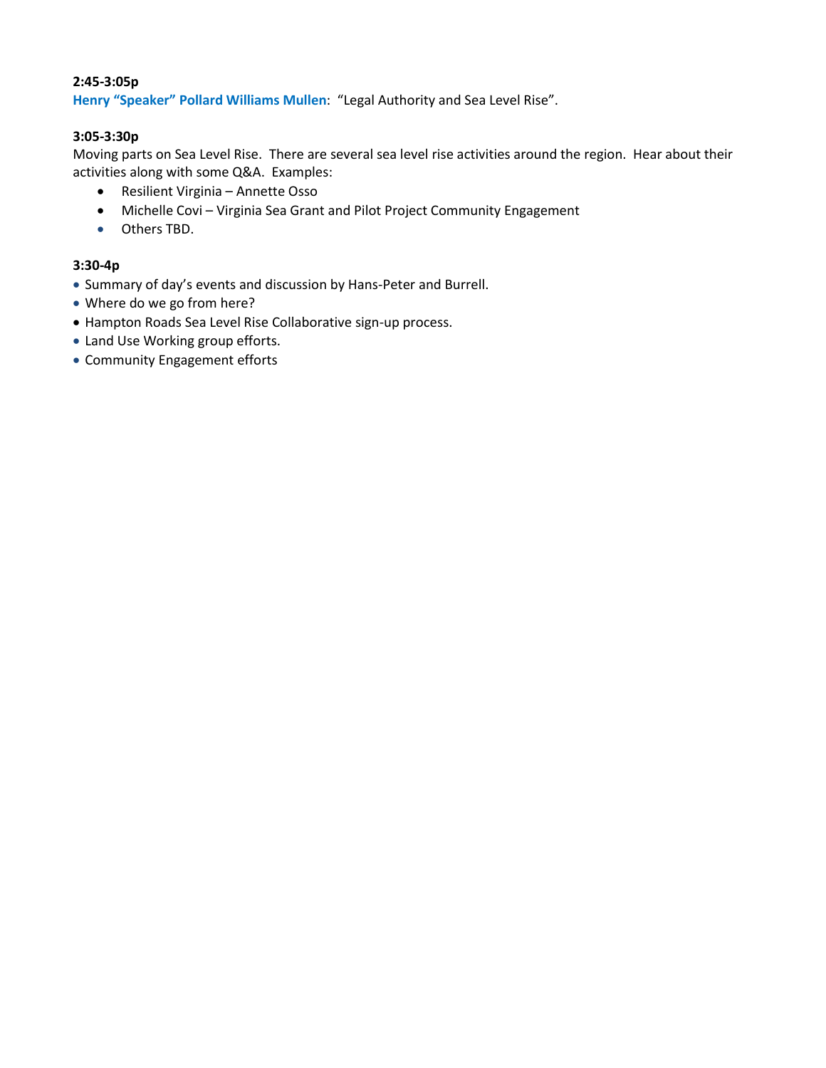**2:45-3:05p**

**Henry "Speaker" Pollard Williams Mullen**: "Legal Authority and Sea Level Rise".

**3:05-3:30p**

Moving parts on Sea Level Rise. There are several sea level rise activities around the region. Hear about their activities along with some Q&A. Examples:

- Resilient Virginia – Annette Osso
- Michelle Covi – Virginia Sea Grant and Pilot Project Community Engagement
- Others TBD.

**3:30-4p**

- Summary of day's events and discussion by Hans-Peter and Burrell.
- Where do we go from here?
- Hampton Roads Sea Level Rise Collaborative sign-up process.
- Land Use Working group efforts.
- Community Engagement efforts